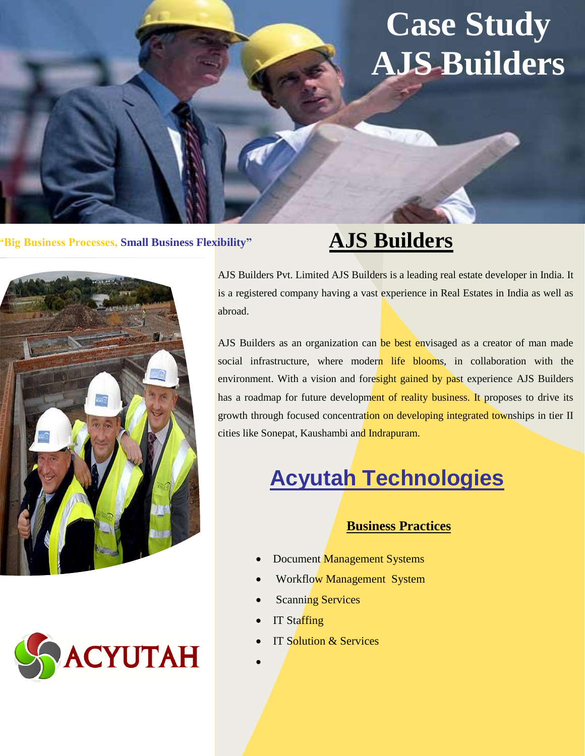# Case Study AJS Builders

"Big Business Processes, Small Business Flexibility"

## AJS Builders

AJS Builders Pvt. Limited AJS Builders is a leading real estate developer in India. It is a registered company having a vast experience in Real Estates in India as well as abroad.

AJS Builders as an organization can be best envisaged as a creator of man made social infrastructure, where modern life blooms, in collaboration with the environment. With a vision and foresight gained by past experience AJS Builders has a roadmap for future development of reality business. It proposes to drive its growth through focused concentration on developing integrated townships in tier II cities like Sonepat, Kaushambi and Indrapuram.

ACYUTAH

## Acyutah Technologies

### Business Practices

- Document Management Systems
- Workflow Management System
- Scanning Services
- IT Staffing
- IT Solution & Services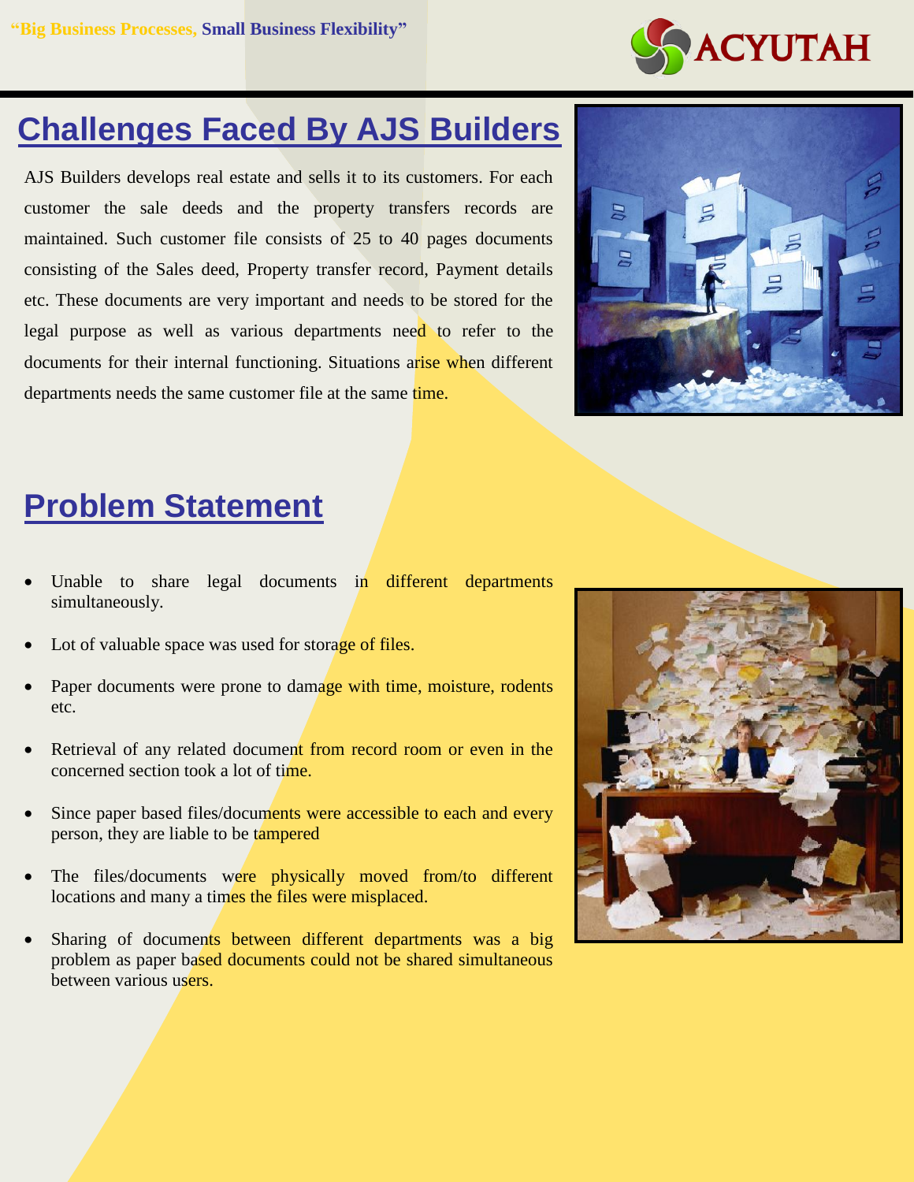## Challenges Faced By AJS Builders

AJS Builders develops real estate and sells it to its customers. For each customer the sale deeds and the property transfers records are maintained. Such customer file consists of 25 to 40 pages documents consisting of the Sales deed, Property transfer record, Payment details etc. These documents are very important and needs to be stored for the legal purpose as well as various departments need to refer to the documents for their internal functioning. Situations arise when different departments needs the same customer file at the same time.

## Problem Statement

- Unable to share legal documents in different departments simultaneously.
- Lot of valuable space was used for storage of files.
- Paper documents were prone to damage with time, moisture, rodents etc.
- Retrieval of any related document from record room or even in the concerned section took a lot of time.
- Since paper based files/documents were accessible to each and every person, they are liable to be tampered
- The files/documents were physically moved from/to different locations and many a times the files were misplaced.
- Sharing of documents between different departments was a big problem as paper based documents could not be shared simultaneous between various users.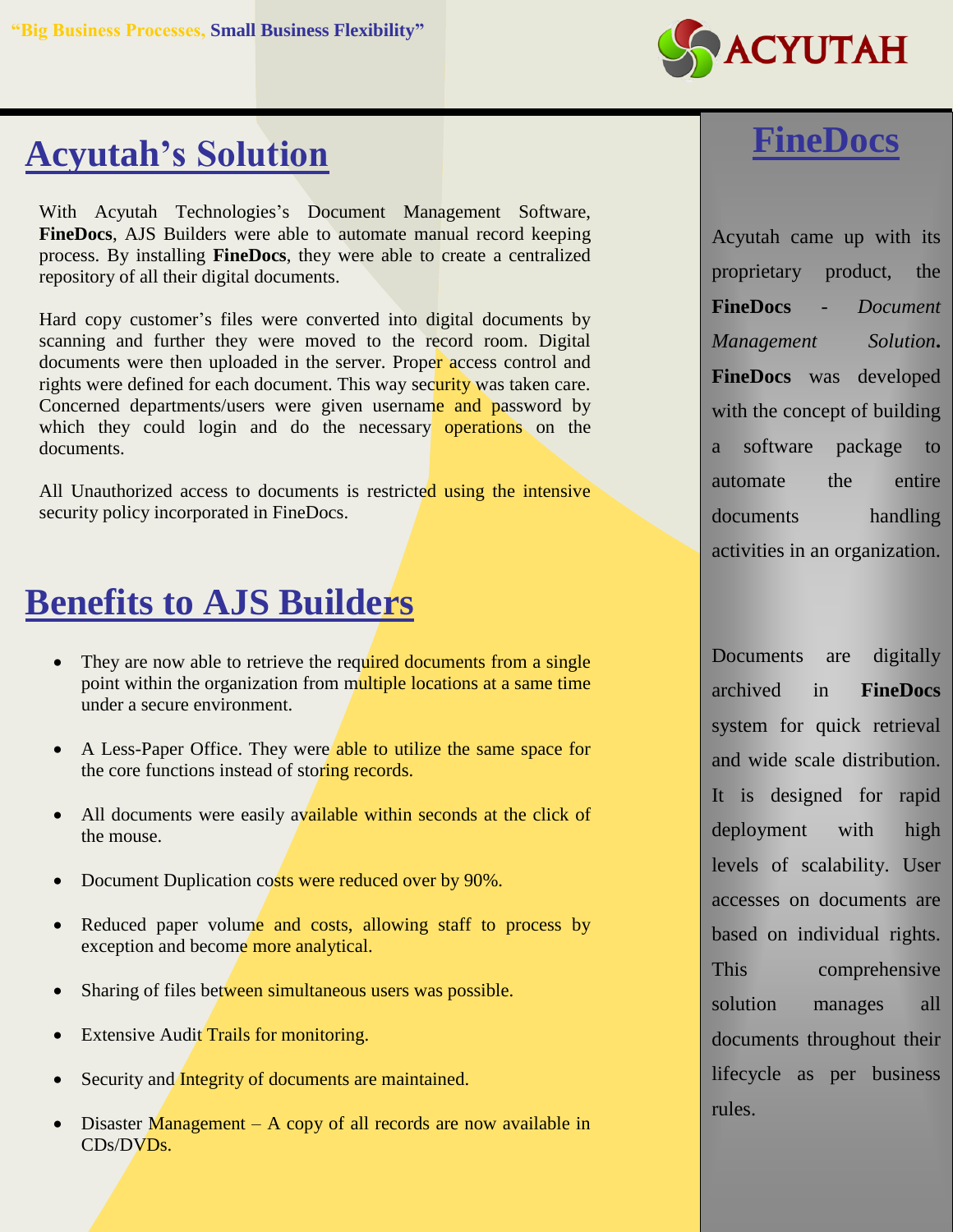"Big Business Processes, Small Business Flexibility"

ACYUTAH

## Acyutah's Solution

With Acyutah Technologies's Document Management Software, **FineDocs**, AJS Builders were able to automate manual record keeping process. By installing **FineDocs**, they were able to create a centralized repository of all their digital documents.

Hard copy customer's files were converted into digital documents by scanning and further they were moved to the record room. Digital documents were then uploaded in the server. Proper access control and rights were defined for each document. This way security was taken care. Concerned departments/users were given username and password by which they could login and do the necessary operations on the documents.

All Unauthorized access to documents is restricted using the intensive security policy incorporated in FineDocs.

## Benefits to AJS Builders

- They are now able to retrieve the required documents from a single point within the organization from multiple locations at a same time under a secure environment.
- A Less-Paper Office. They were able to utilize the same space for the core functions instead of storing records.
- All documents were easily available within seconds at the click of the mouse.
- Document Duplication costs were reduced over by 90%.
- Reduced paper volume and costs, allowing staff to process by exception and become more analytical.
- Sharing of files between simultaneous users was possible.
- Extensive Audit Trails for monitoring.
- Security and Integrity of documents are maintained.
- Disaster Management – A copy of all records are now available in CDs/DVDs.

## FineDocs

Acyutah came up with its proprietary product, the **FineDocs** - *Document Management Solution***.** **FineDocs** was developed with the concept of building a software package to automate the entire documents handling activities in an organization.

Documents are digitally archived in **FineDocs** system for quick retrieval and wide scale distribution. It is designed for rapid deployment with high levels of scalability. User accesses on documents are based on individual rights. This comprehensive solution manages all documents throughout their lifecycle as per business rules.